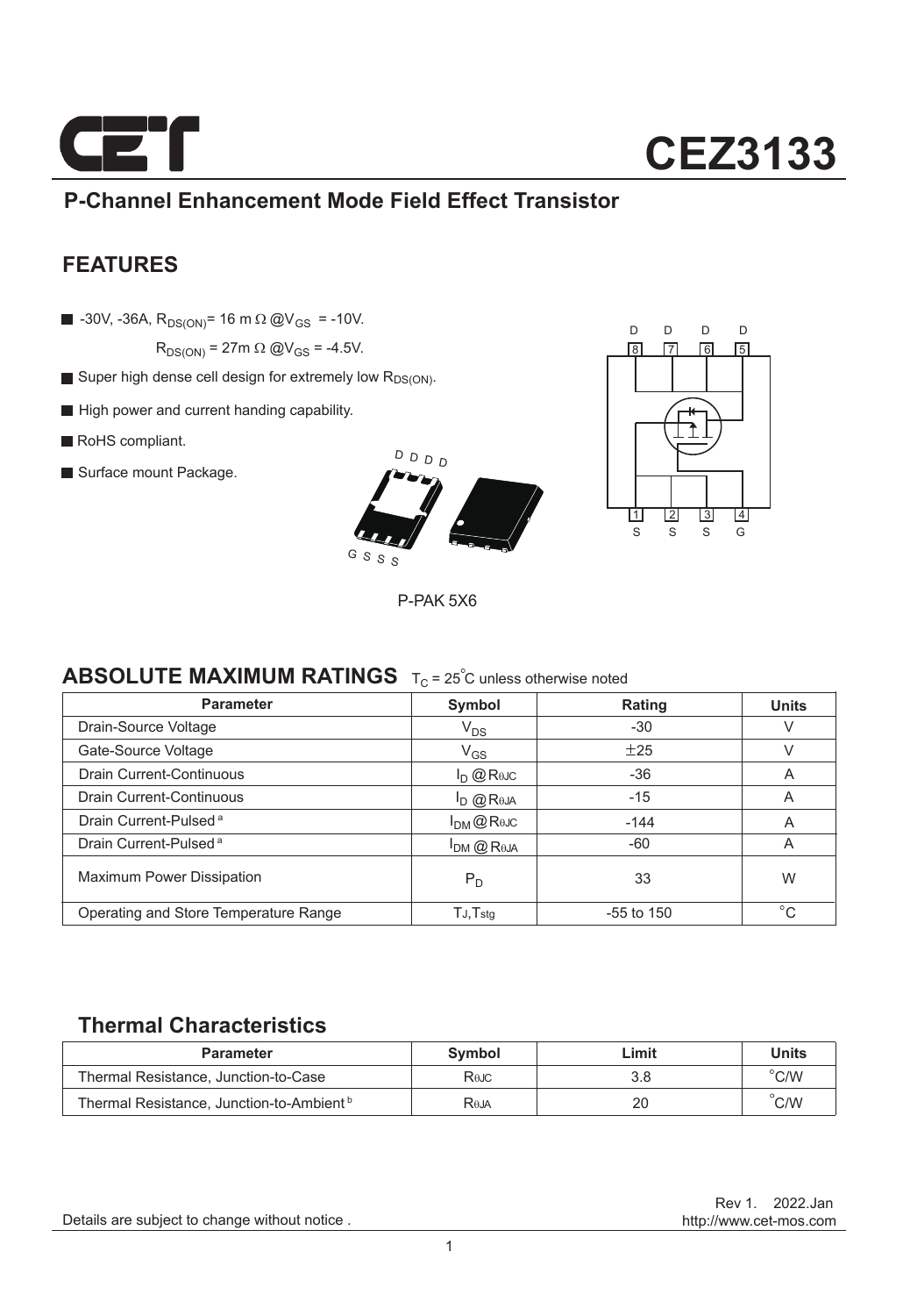# CEZ3133

## P-Channel Enhancement Mode Field Effect Transistor

## FEATURES

- -30V, -36A, $R_{DS(ON)}$= 16 m Ω @$V_{GS}$ = -10V.
  $R_{DS(ON)}$ = 27m Ω @$V_{GS}$ = -4.5V.
- Super high dense cell design for extremely low $R_{DS(ON)}$.
- High power and current handing capability.
- RoHS compliant.
- Surface mount Package.

D D D D

G S S S

P-PAK 5X6

D D D D
8 7 6 5

1 2 3 4
S S S G

## ABSOLUTE MAXIMUM RATINGS $T_C$ = 25°C unless otherwise noted

| Parameter | Symbol | Rating | Units |
|---|---|---|---|
| Drain-Source Voltage | $V_{DS}$ | -30 | V |
| Gate-Source Voltage | $V_{GS}$ | ±25 | V |
| Drain Current-Continuous | $I_D$ @ $R_{\theta JC}$ | -36 | A |
| Drain Current-Continuous | $I_D$ @ $R_{\theta JA}$ | -15 | A |
| Drain Current-Pulsed [a] | $I_{DM}$ @ $R_{\theta JC}$ | -144 | A |
| Drain Current-Pulsed [a] | $I_{DM}$ @ $R_{\theta JA}$ | -60 | A |
| Maximum Power Dissipation | $P_D$ | 33 | W |
| Operating and Store Temperature Range | $T_J$,$T_{stg}$ | -55 to 150 | °C |

## Thermal Characteristics

| Parameter | Symbol | Limit | Units |
|---|---|---|---|
| Thermal Resistance, Junction-to-Case | $R_{\theta JC}$ | 3.8 | °C/W |
| Thermal Resistance, Junction-to-Ambient [b] | $R_{\theta JA}$ | 20 | °C/W |

Rev 1. 2022.Jan

Details are subject to change without notice .

http://www.cet-mos.com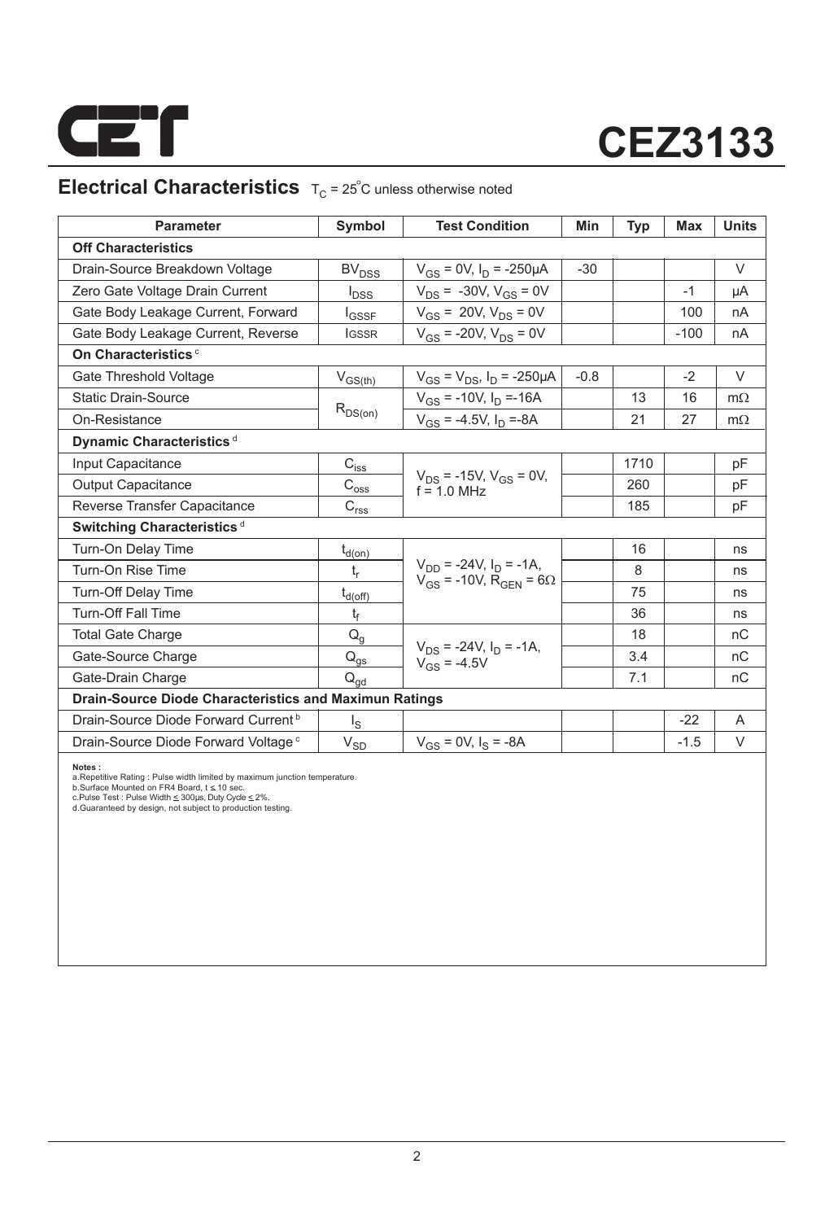# CEZ3133

## Electrical Characteristics $T_C = 25^\circ C$ unless otherwise noted

| Parameter | Symbol | Test Condition | Min | Typ | Max | Units |
|---|---|---|---|---|---|---|
| **Off Characteristics** | | | | | | |
| Drain-Source Breakdown Voltage | $BV_{DSS}$ | $V_{GS}$ = 0V, $I_D$ = -250µA | -30 | | | V |
| Zero Gate Voltage Drain Current | $I_{DSS}$ | $V_{DS}$ = -30V, $V_{GS}$ = 0V | | | -1 | µA |
| Gate Body Leakage Current, Forward | $I_{GSSF}$ | $V_{GS}$ = 20V, $V_{DS}$ = 0V | | | 100 | nA |
| Gate Body Leakage Current, Reverse | $I_{GSSR}$ | $V_{GS}$ = -20V, $V_{DS}$ = 0V | | | -100 | nA |
| **On Characteristics** [c] | | | | | | |
| Gate Threshold Voltage | $V_{GS(th)}$ | $V_{GS}$ = $V_{DS}$, $I_D$ = -250µA | -0.8 | | -2 | V |
| Static Drain-Source On-Resistance | $R_{DS(on)}$ | $V_{GS}$ = -10V, $I_D$ =-16A | | 13 | 16 | mΩ |
| | | $V_{GS}$ = -4.5V, $I_D$ =-8A | | 21 | 27 | mΩ |
| **Dynamic Characteristics** [d] | | | | | | |
| Input Capacitance | $C_{iss}$ | $V_{DS}$ = -15V, $V_{GS}$ = 0V, f = 1.0 MHz | | 1710 | | pF |
| Output Capacitance | $C_{oss}$ | | | 260 | | pF |
| Reverse Transfer Capacitance | $C_{rss}$ | | | 185 | | pF |
| **Switching Characteristics** [d] | | | | | | |
| Turn-On Delay Time | $t_{d(on)}$ | $V_{DD}$ = -24V, $I_D$ = -1A, $V_{GS}$ = -10V, $R_{GEN}$ = 6Ω | | 16 | | ns |
| Turn-On Rise Time | $t_r$ | | | 8 | | ns |
| Turn-Off Delay Time | $t_{d(off)}$ | | | 75 | | ns |
| Turn-Off Fall Time | $t_f$ | | | 36 | | ns |
| Total Gate Charge | $Q_g$ | $V_{DS}$ = -24V, $I_D$ = -1A, $V_{GS}$ = -4.5V | | 18 | | nC |
| Gate-Source Charge | $Q_{gs}$ | | | 3.4 | | nC |
| Gate-Drain Charge | $Q_{gd}$ | | | 7.1 | | nC |
| **Drain-Source Diode Characteristics and Maximun Ratings** | | | | | | |
| Drain-Source Diode Forward Current [b] | $I_S$ | | | | -22 | A |
| Drain-Source Diode Forward Voltage [c] | $V_{SD}$ | $V_{GS}$ = 0V, $I_S$ = -8A | | | -1.5 | V |

**Notes :**
a.Repetitive Rating : Pulse width limited by maximum junction temperature.
b.Surface Mounted on FR4 Board, t ≤ 10 sec.
c.Pulse Test : Pulse Width ≤ 300µs, Duty Cycle ≤ 2%.
d.Guaranteed by design, not subject to production testing.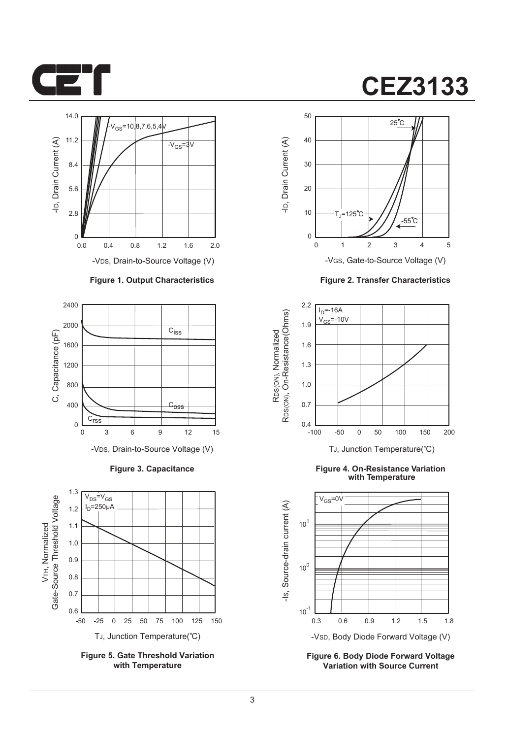# CEZ3133

Figure 1. Output Characteristics

Figure 2. Transfer Characteristics

Figure 3. Capacitance

Figure 4. On-Resistance Variation with Temperature

Figure 5. Gate Threshold Variation with Temperature

Figure 6. Body Diode Forward Voltage Variation with Source Current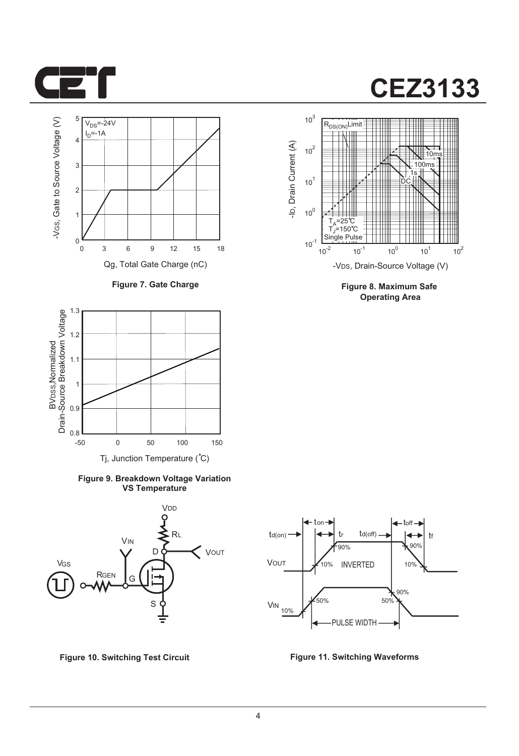# CEZ3133

Figure 7. Gate Charge

Figure 8. Maximum Safe Operating Area

Figure 9. Breakdown Voltage Variation VS Temperature

Figure 10. Switching Test Circuit

Figure 11. Switching Waveforms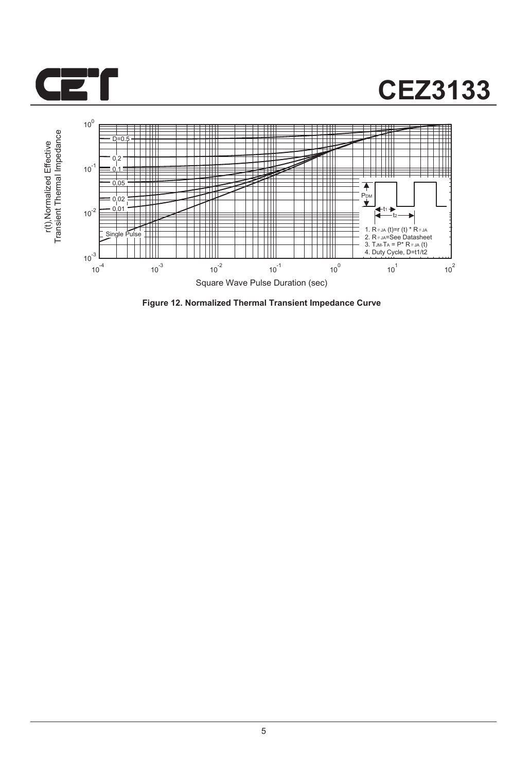Figure 12. Normalized Thermal Transient Impedance Curve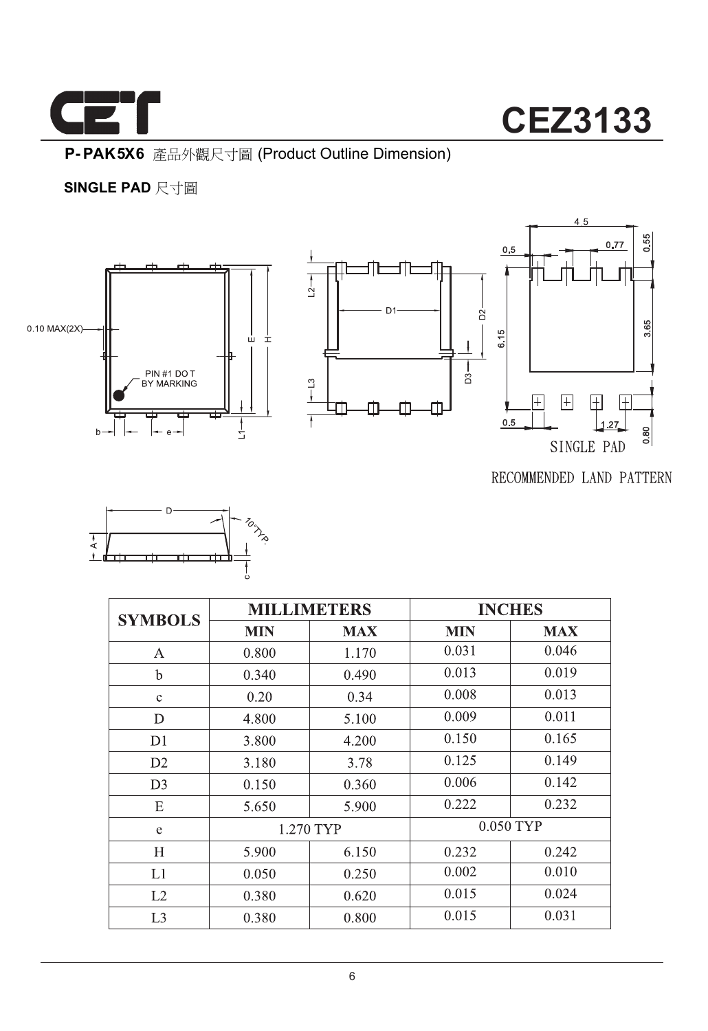# CEZ3133

**P-PAK5X6** 產品外觀尺寸圖 (Product Outline Dimension)

**SINGLE PAD** 尺寸圖

0.10 MAX(2X)

PIN #1 DOT BY MARKING

b e E H L1 L2 L3 D1 D2 D3

4.5
0.5
0.77
0.55
6.15
3.65
0.5
1.27
0.80
SINGLE PAD

RECOMMENDED LAND PATTERN

D
A
10°TYP.
c

| SYMBOLS | MILLIMETERS | | INCHES | |
|---|---|---|---|---|
| | MIN | MAX | MIN | MAX |
| A | 0.800 | 1.170 | 0.031 | 0.046 |
| b | 0.340 | 0.490 | 0.013 | 0.019 |
| c | 0.20 | 0.34 | 0.008 | 0.013 |
| D | 4.800 | 5.100 | 0.009 | 0.011 |
| D1 | 3.800 | 4.200 | 0.150 | 0.165 |
| D2 | 3.180 | 3.78 | 0.125 | 0.149 |
| D3 | 0.150 | 0.360 | 0.006 | 0.142 |
| E | 5.650 | 5.900 | 0.222 | 0.232 |
| e | 1.270 TYP | | 0.050 TYP | |
| H | 5.900 | 6.150 | 0.232 | 0.242 |
| L1 | 0.050 | 0.250 | 0.002 | 0.010 |
| L2 | 0.380 | 0.620 | 0.015 | 0.024 |
| L3 | 0.380 | 0.800 | 0.015 | 0.031 |